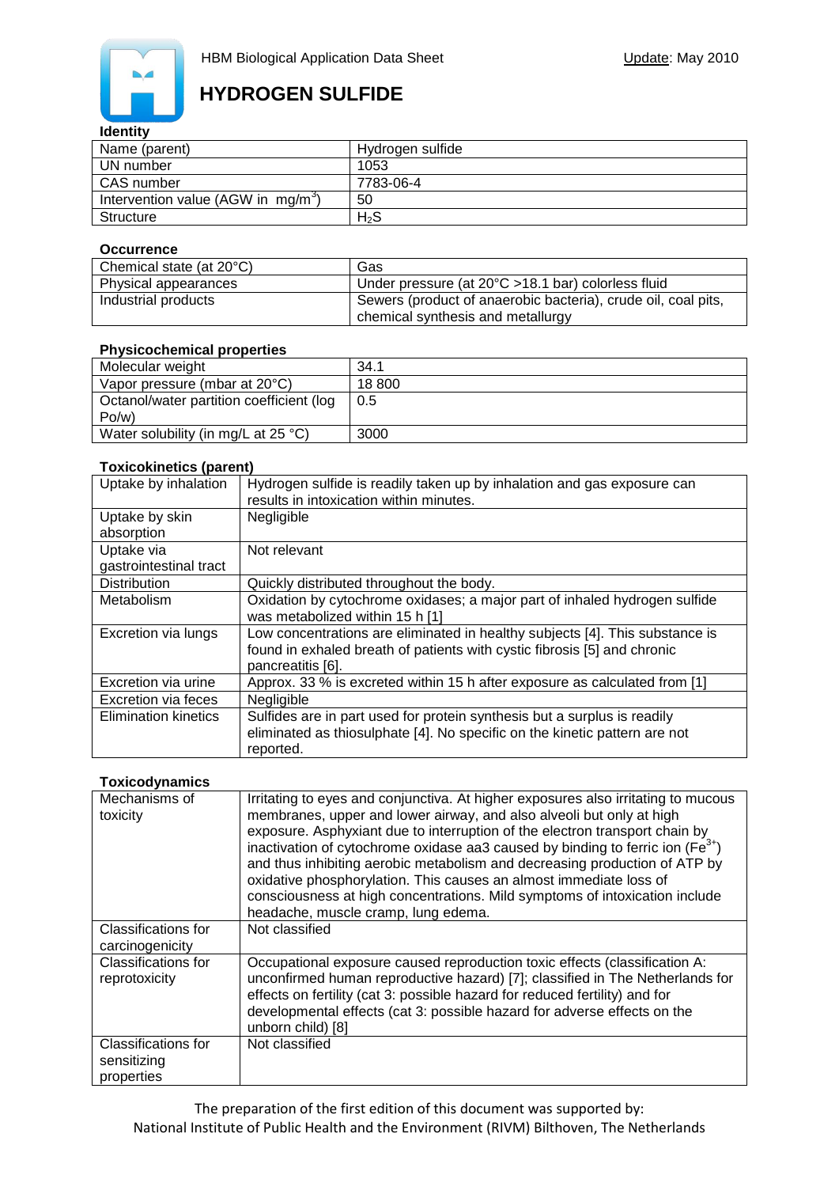HBM Biological Application Data Sheet

Update: May 2010

# HYDROGEN SULFIDE

### Identity

| | |
|---|---|
| Name (parent) | Hydrogen sulfide |
| UN number | 1053 |
| CAS number | 7783-06-4 |
| Intervention value (AGW in mg/m$^3$) | 50 |
| Structure | $H_2S$ |

### Occurrence

| | |
|---|---|
| Chemical state (at 20°C) | Gas |
| Physical appearances | Under pressure (at 20°C >18.1 bar) colorless fluid |
| Industrial products | Sewers (product of anaerobic bacteria), crude oil, coal pits, chemical synthesis and metallurgy |

### Physicochemical properties

| | |
|---|---|
| Molecular weight | 34.1 |
| Vapor pressure (mbar at 20°C) | 18 800 |
| Octanol/water partition coefficient (log Po/w) | 0.5 |
| Water solubility (in mg/L at 25 °C) | 3000 |

### Toxicokinetics (parent)

| | |
|---|---|
| Uptake by inhalation | Hydrogen sulfide is readily taken up by inhalation and gas exposure can results in intoxication within minutes. |
| Uptake by skin absorption | Negligible |
| Uptake via gastrointestinal tract | Not relevant |
| Distribution | Quickly distributed throughout the body. |
| Metabolism | Oxidation by cytochrome oxidases; a major part of inhaled hydrogen sulfide was metabolized within 15 h [1] |
| Excretion via lungs | Low concentrations are eliminated in healthy subjects [4]. This substance is found in exhaled breath of patients with cystic fibrosis [5] and chronic pancreatitis [6]. |
| Excretion via urine | Approx. 33 % is excreted within 15 h after exposure as calculated from [1] |
| Excretion via feces | Negligible |
| Elimination kinetics | Sulfides are in part used for protein synthesis but a surplus is readily eliminated as thiosulphate [4]. No specific on the kinetic pattern are not reported. |

### Toxicodynamics

| | |
|---|---|
| Mechanisms of toxicity | Irritating to eyes and conjunctiva. At higher exposures also irritating to mucous membranes, upper and lower airway, and also alveoli but only at high exposure. Asphyxiant due to interruption of the electron transport chain by inactivation of cytochrome oxidase aa3 caused by binding to ferric ion ($Fe^{3+}$) and thus inhibiting aerobic metabolism and decreasing production of ATP by oxidative phosphorylation. This causes an almost immediate loss of consciousness at high concentrations. Mild symptoms of intoxication include headache, muscle cramp, lung edema. |
| Classifications for carcinogenicity | Not classified |
| Classifications for reprotoxicity | Occupational exposure caused reproduction toxic effects (classification A: unconfirmed human reproductive hazard) [7]; classified in The Netherlands for effects on fertility (cat 3: possible hazard for reduced fertility) and for developmental effects (cat 3: possible hazard for adverse effects on the unborn child) [8] |
| Classifications for sensitizing properties | Not classified |

The preparation of the first edition of this document was supported by:
National Institute of Public Health and the Environment (RIVM) Bilthoven, The Netherlands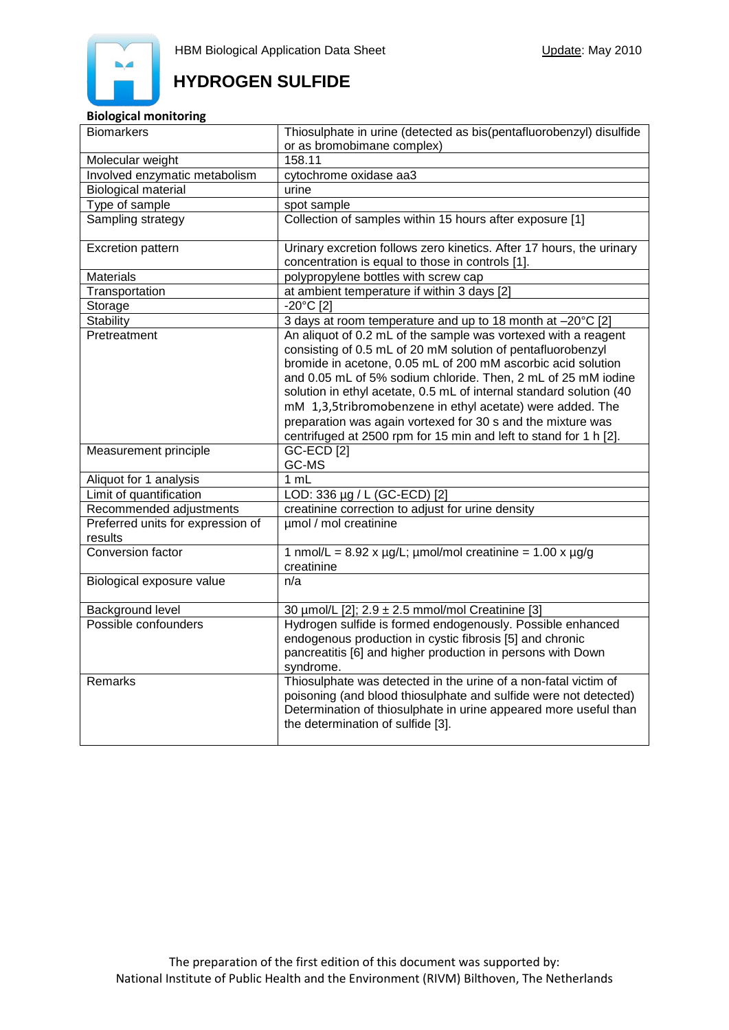HBM Biological Application Data Sheet

Update: May 2010

# HYDROGEN SULFIDE

**Biological monitoring**

| Biomarkers | Thiosulphate in urine (detected as bis(pentafluorobenzyl) disulfide or as bromobimane complex) |
|---|---|
| Molecular weight | 158.11 |
| Involved enzymatic metabolism | cytochrome oxidase aa3 |
| Biological material | urine |
| Type of sample | spot sample |
| Sampling strategy | Collection of samples within 15 hours after exposure [1] |
| Excretion pattern | Urinary excretion follows zero kinetics. After 17 hours, the urinary concentration is equal to those in controls [1]. |
| Materials | polypropylene bottles with screw cap |
| Transportation | at ambient temperature if within 3 days [2] |
| Storage | -20°C [2] |
| Stability | 3 days at room temperature and up to 18 month at –20°C [2] |
| Pretreatment | An aliquot of 0.2 mL of the sample was vortexed with a reagent consisting of 0.5 mL of 20 mM solution of pentafluorobenzyl bromide in acetone, 0.05 mL of 200 mM ascorbic acid solution and 0.05 mL of 5% sodium chloride. Then, 2 mL of 25 mM iodine solution in ethyl acetate, 0.5 mL of internal standard solution (40 mM 1,3,5tribromobenzene in ethyl acetate) were added. The preparation was again vortexed for 30 s and the mixture was centrifuged at 2500 rpm for 15 min and left to stand for 1 h [2]. |
| Measurement principle | GC-ECD [2]<br>GC-MS |
| Aliquot for 1 analysis | 1 mL |
| Limit of quantification | LOD: 336 µg / L (GC-ECD) [2] |
| Recommended adjustments | creatinine correction to adjust for urine density |
| Preferred units for expression of results | µmol / mol creatinine |
| Conversion factor | 1 nmol/L = 8.92 x µg/L; µmol/mol creatinine = 1.00 x µg/g creatinine |
| Biological exposure value | n/a |
| Background level | 30 µmol/L [2]; 2.9 ± 2.5 mmol/mol Creatinine [3] |
| Possible confounders | Hydrogen sulfide is formed endogenously. Possible enhanced endogenous production in cystic fibrosis [5] and chronic pancreatitis [6] and higher production in persons with Down syndrome. |
| Remarks | Thiosulphate was detected in the urine of a non-fatal victim of poisoning (and blood thiosulphate and sulfide were not detected) Determination of thiosulphate in urine appeared more useful than the determination of sulfide [3]. |

The preparation of the first edition of this document was supported by:
National Institute of Public Health and the Environment (RIVM) Bilthoven, The Netherlands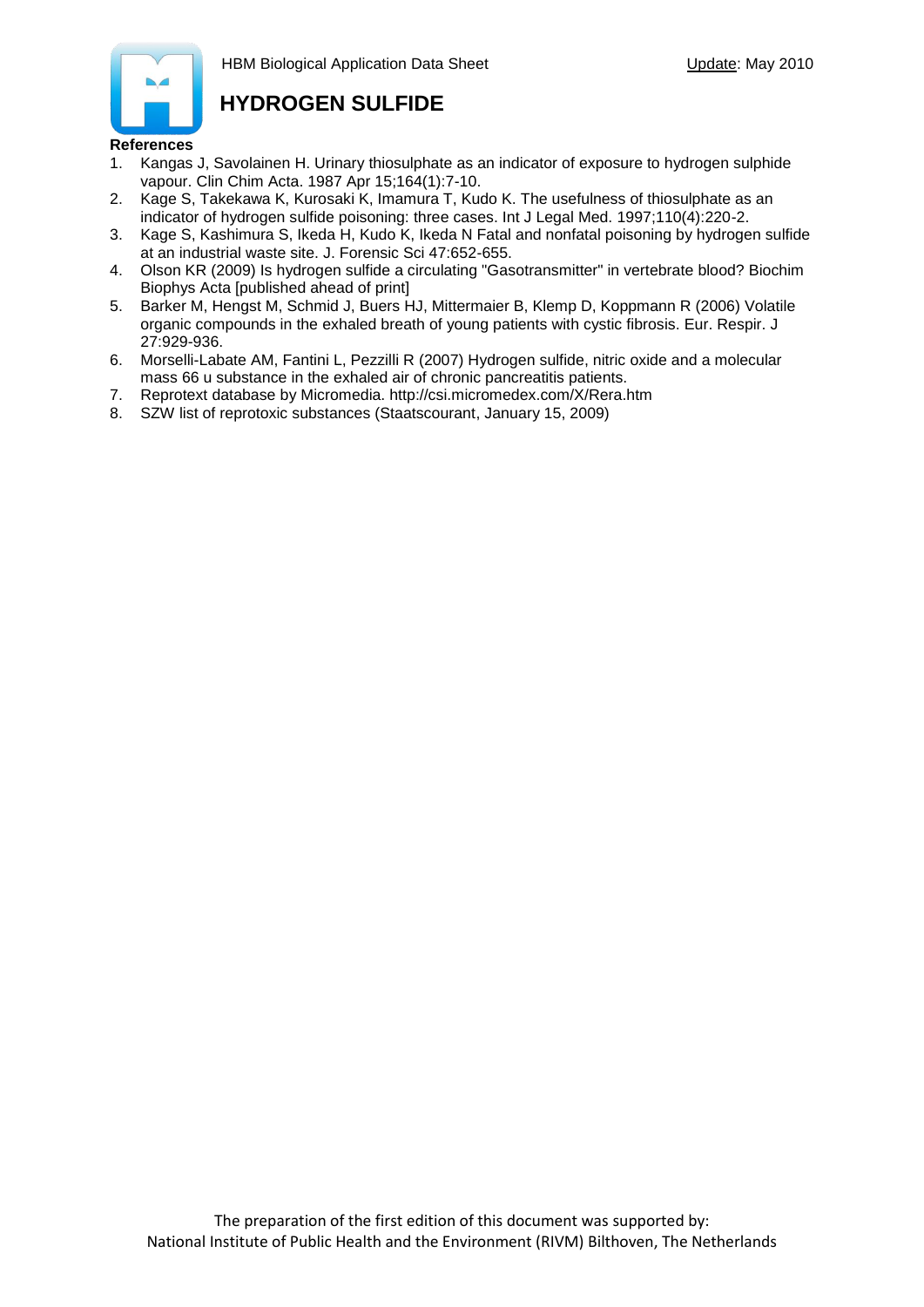**References**

1. Kangas J, Savolainen H. Urinary thiosulphate as an indicator of exposure to hydrogen sulphide vapour. Clin Chim Acta. 1987 Apr 15;164(1):7-10.
2. Kage S, Takekawa K, Kurosaki K, Imamura T, Kudo K. The usefulness of thiosulphate as an indicator of hydrogen sulfide poisoning: three cases. Int J Legal Med. 1997;110(4):220-2.
3. Kage S, Kashimura S, Ikeda H, Kudo K, Ikeda N Fatal and nonfatal poisoning by hydrogen sulfide at an industrial waste site. J. Forensic Sci 47:652-655.
4. Olson KR (2009) Is hydrogen sulfide a circulating "Gasotransmitter" in vertebrate blood? Biochim Biophys Acta [published ahead of print]
5. Barker M, Hengst M, Schmid J, Buers HJ, Mittermaier B, Klemp D, Koppmann R (2006) Volatile organic compounds in the exhaled breath of young patients with cystic fibrosis. Eur. Respir. J 27:929-936.
6. Morselli-Labate AM, Fantini L, Pezzilli R (2007) Hydrogen sulfide, nitric oxide and a molecular mass 66 u substance in the exhaled air of chronic pancreatitis patients.
7. Reprotext database by Micromedia. http://csi.micromedex.com/X/Rera.htm
8. SZW list of reprotoxic substances (Staatscourant, January 15, 2009)

The preparation of the first edition of this document was supported by:
National Institute of Public Health and the Environment (RIVM) Bilthoven, The Netherlands